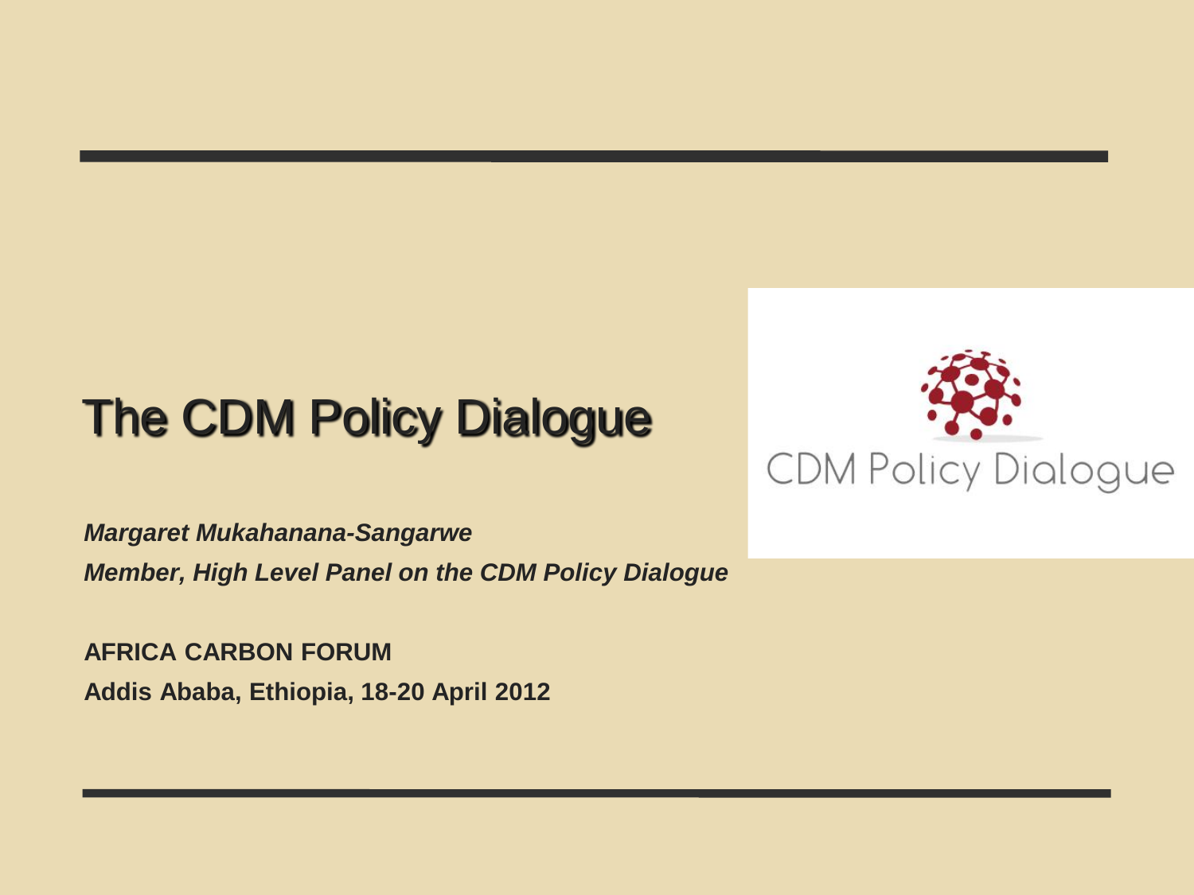# The CDM Policy Dialogue

CDM Policy Dialogue

***Margaret Mukahanana-Sangarwe***

***Member, High Level Panel on the CDM Policy Dialogue***

**AFRICA CARBON FORUM**

**Addis Ababa, Ethiopia, 18-20 April 2012**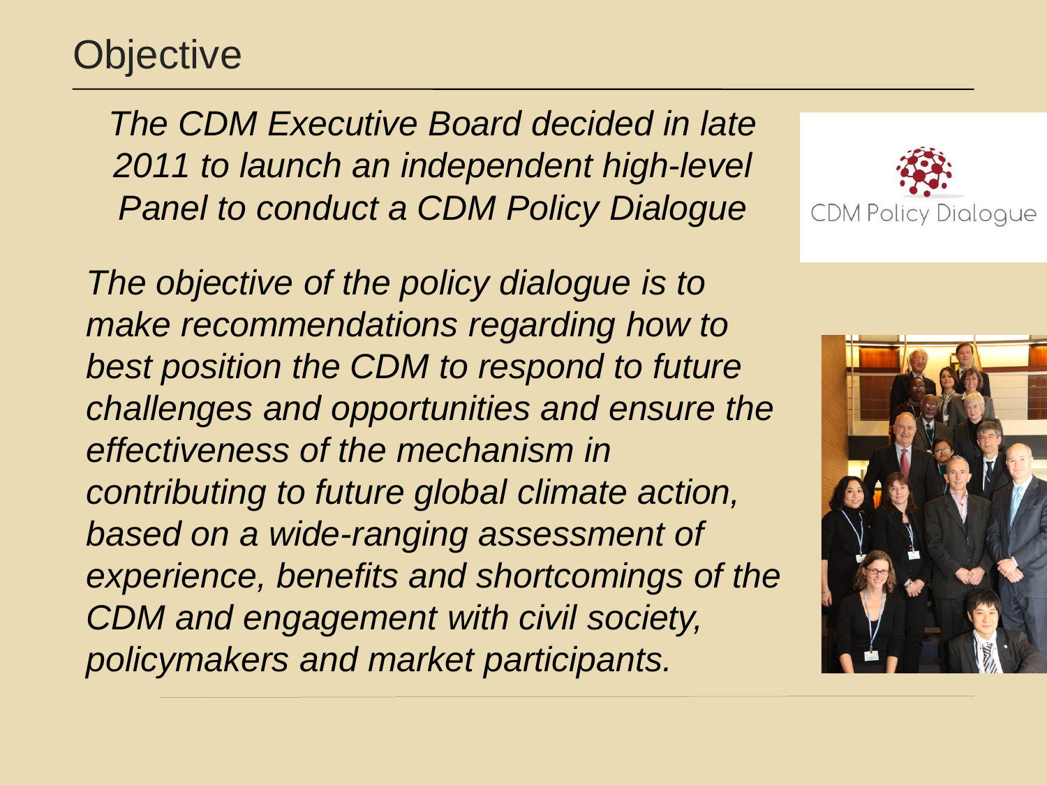# Objective

*The CDM Executive Board decided in late 2011 to launch an independent high-level Panel to conduct a CDM Policy Dialogue*

*The objective of the policy dialogue is to make recommendations regarding how to best position the CDM to respond to future challenges and opportunities and ensure the effectiveness of the mechanism in contributing to future global climate action, based on a wide-ranging assessment of experience, benefits and shortcomings of the CDM and engagement with civil society, policymakers and market participants.*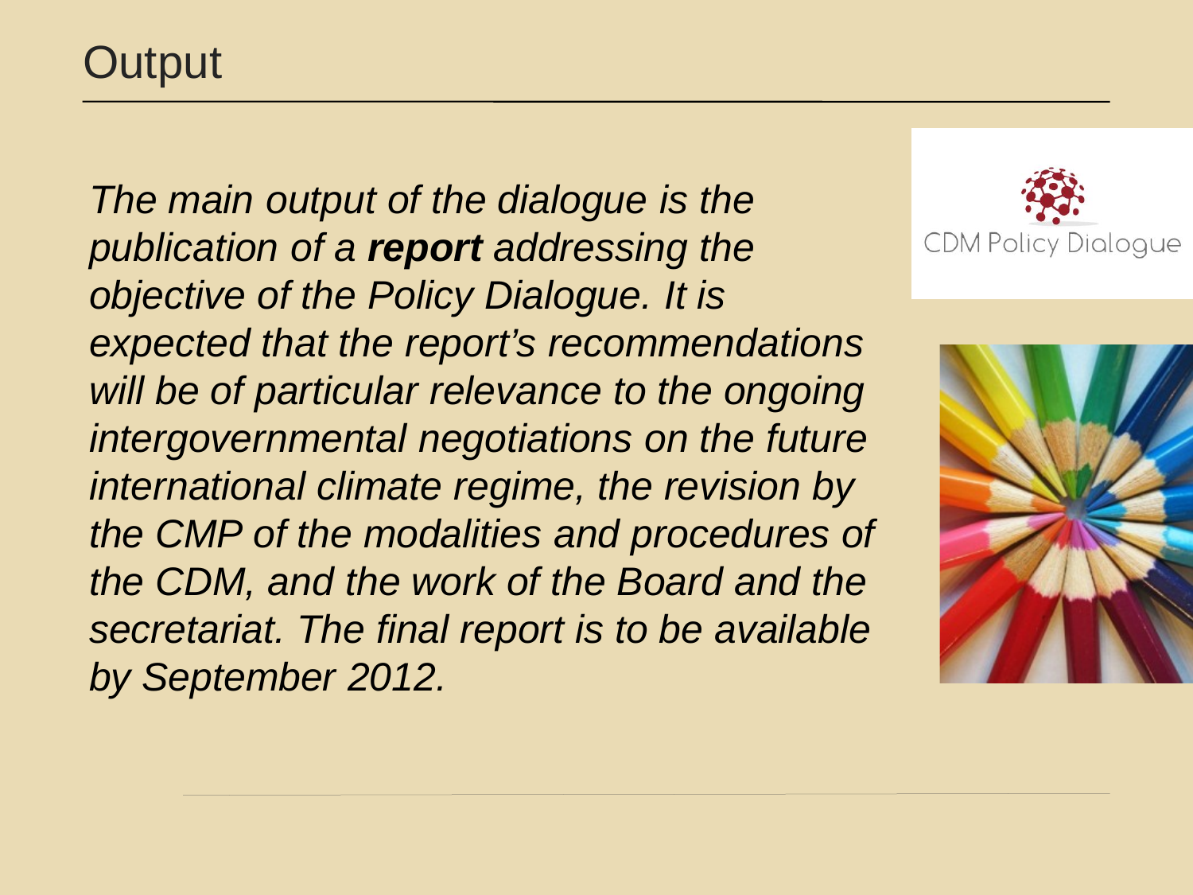# Output

*The main output of the dialogue is the publication of a **report** addressing the objective of the Policy Dialogue. It is expected that the report's recommendations will be of particular relevance to the ongoing intergovernmental negotiations on the future international climate regime, the revision by the CMP of the modalities and procedures of the CDM, and the work of the Board and the secretariat. The final report is to be available by September 2012.*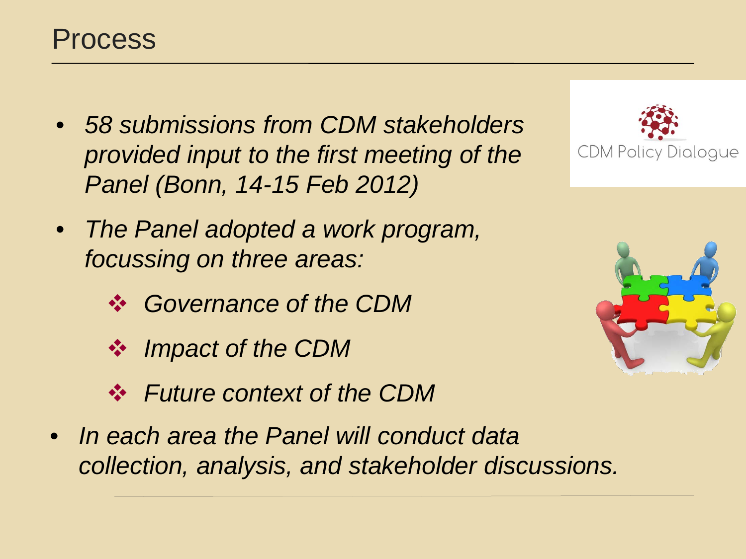# Process

- *58 submissions from CDM stakeholders provided input to the first meeting of the Panel (Bonn, 14-15 Feb 2012)*
- *The Panel adopted a work program, focussing on three areas:*
  - *Governance of the CDM*
  - *Impact of the CDM*
  - *Future context of the CDM*
- *In each area the Panel will conduct data collection, analysis, and stakeholder discussions.*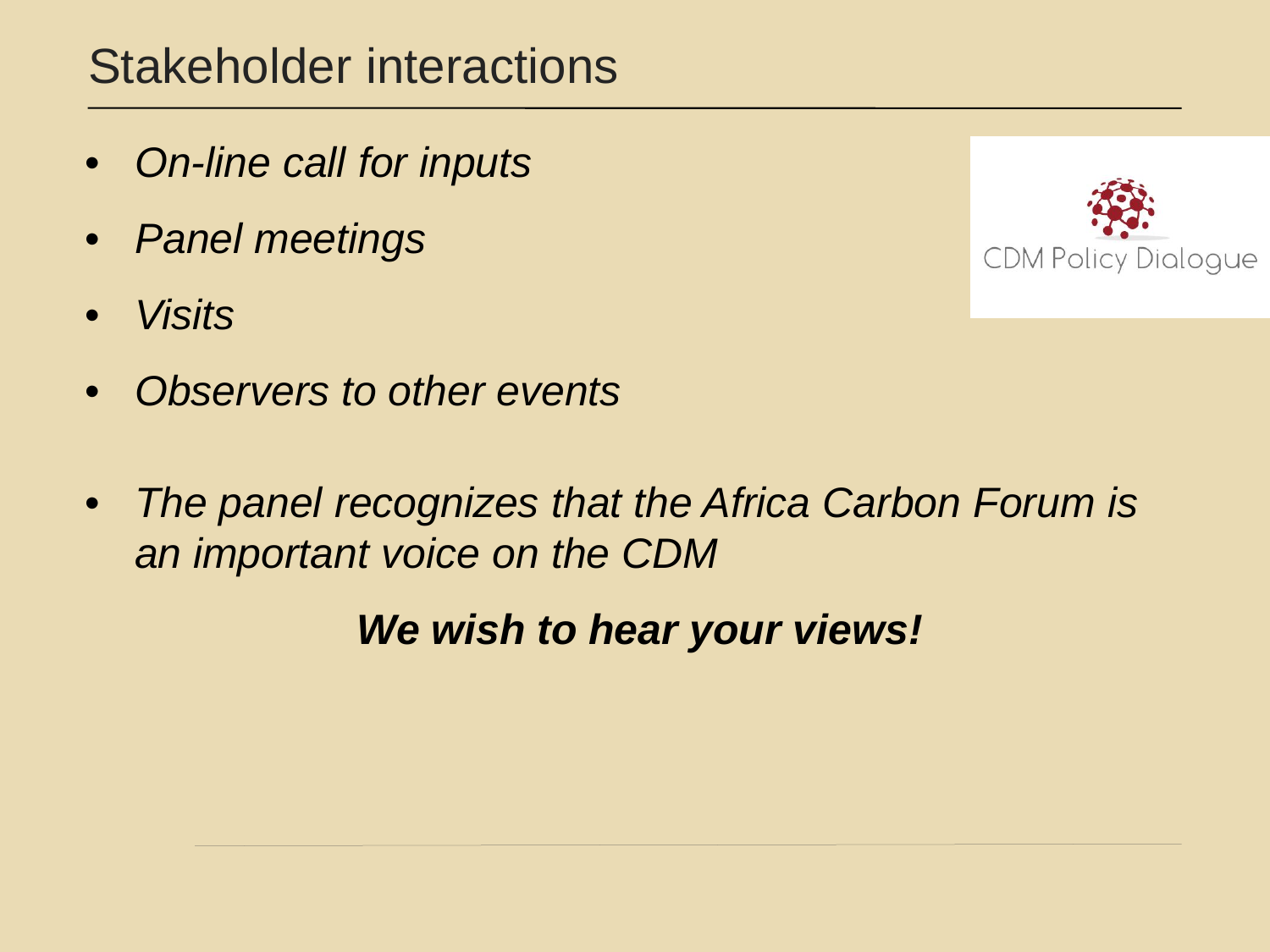# Stakeholder interactions

- *On-line call for inputs*
- *Panel meetings*
- *Visits*
- *Observers to other events*

CDM Policy Dialogue

- *The panel recognizes that the Africa Carbon Forum is an important voice on the CDM*

***We wish to hear your views!***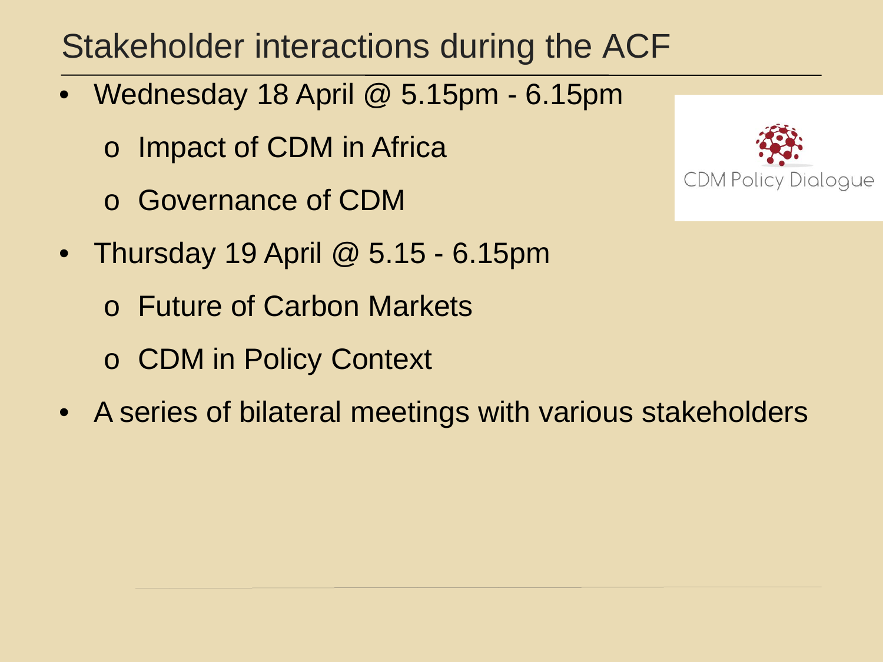# Stakeholder interactions during the ACF

- Wednesday 18 April @ 5.15pm - 6.15pm
  - Impact of CDM in Africa
  - Governance of CDM
- Thursday 19 April @ 5.15 - 6.15pm
  - Future of Carbon Markets
  - CDM in Policy Context
- A series of bilateral meetings with various stakeholders

CDM Policy Dialogue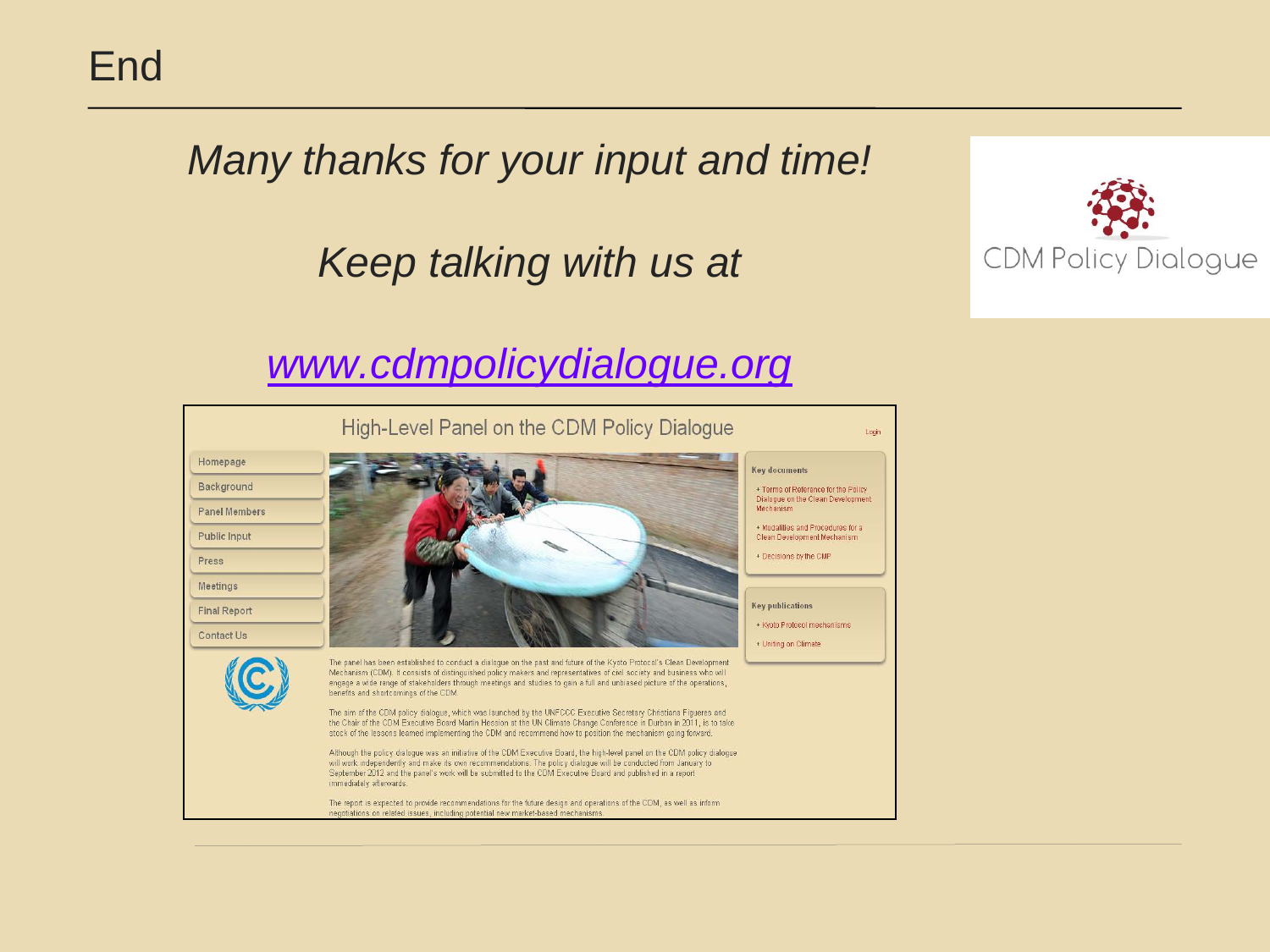# End

*Many thanks for your input and time!*

*Keep talking with us at*

*[www.cdmpolicydialogue.org](http://www.cdmpolicydialogue.org)*

CDM Policy Dialogue

High-Level Panel on the CDM Policy Dialogue

Login

- Homepage
- Background
- Panel Members
- Public Input
- Press
- Meetings
- Final Report
- Contact Us

The panel has been established to conduct a dialogue on the past and future of the Kyoto Protocol's Clean Development Mechanism (CDM). It consists of distinguished policy makers and representatives of civil society and business who will engage a wide range of stakeholders through meetings and studies to gain a full and unbiased picture of the operations, benefits and shortcomings of the CDM.

The aim of the CDM policy dialogue, which was launched by the UNFCCC Executive Secretary Christiana Figueres and the Chair of the CDM Executive Board Martin Hession at the UN Climate Change Conference in Durban in 2011, is to take stock of the lessons learned implementing the CDM and recommend how to position the mechanism going forward.

Although the policy dialogue was an initiative of the CDM Executive Board, the high-level panel on the CDM policy dialogue will work independently and make its own recommendations. The policy dialogue will be conducted from January to September 2012 and the panel's work will be submitted to the CDM Executive Board and published in a report immediately afterwards.

The report is expected to provide recommendations for the future design and operations of the CDM, as well as inform negotiations on related issues, including potential new market-based mechanisms.

**Key documents**

- Terms of Reference for the Policy Dialogue on the Clean Development Mechanism
- Modalities and Procedures for a Clean Development Mechanism
- Decisions by the CMP

**Key publications**

- Kyoto Protocol mechanisms
- Uniting on Climate